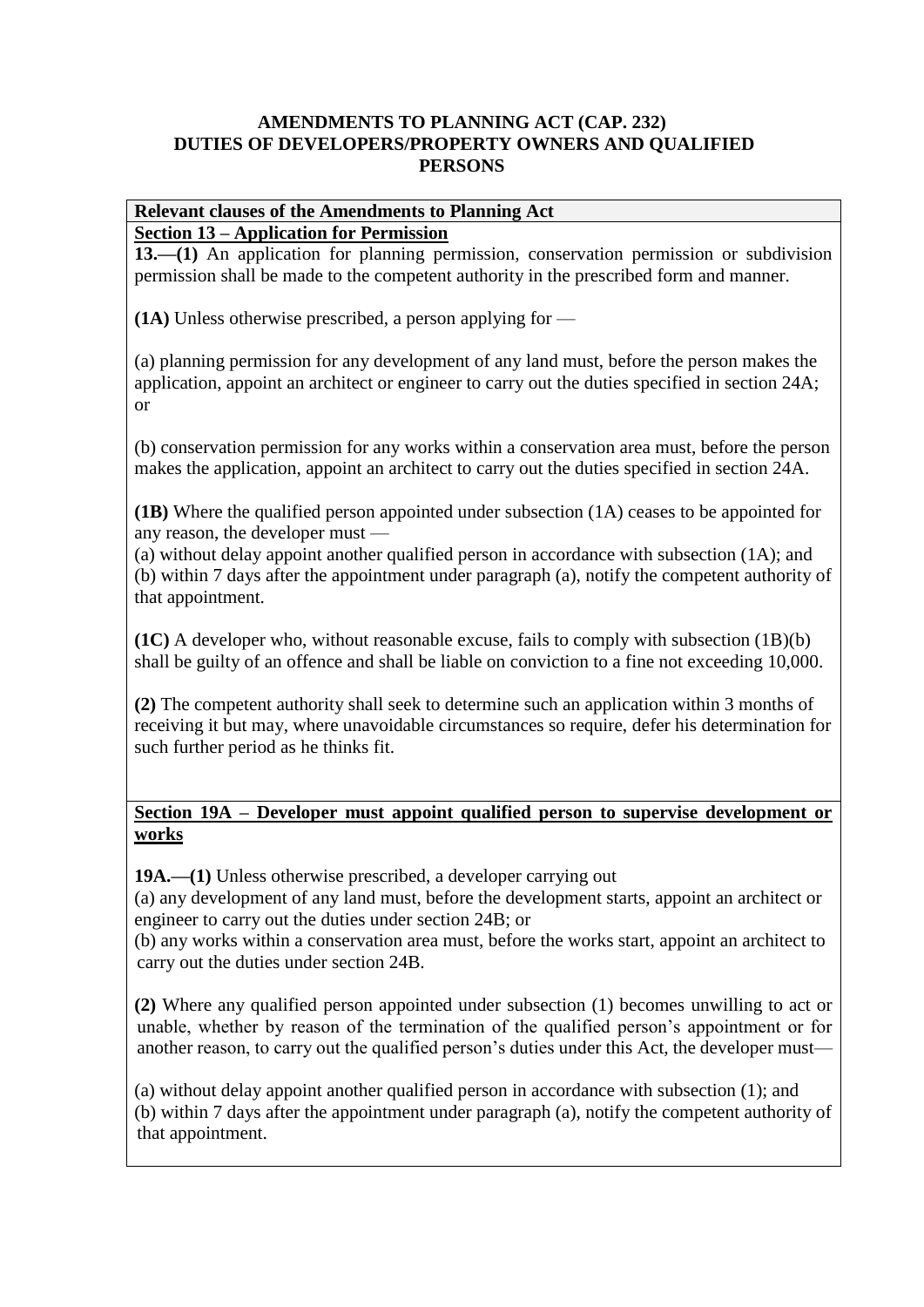# AMENDMENTS TO PLANNING ACT (CAP. 232) DUTIES OF DEVELOPERS/PROPERTY OWNERS AND QUALIFIED PERSONS

**Relevant clauses of the Amendments to Planning Act**

**Section 13 – Application for Permission**

**13.—(1)** An application for planning permission, conservation permission or subdivision permission shall be made to the competent authority in the prescribed form and manner.

**(1A)** Unless otherwise prescribed, a person applying for —

(a) planning permission for any development of any land must, before the person makes the application, appoint an architect or engineer to carry out the duties specified in section 24A; or

(b) conservation permission for any works within a conservation area must, before the person makes the application, appoint an architect to carry out the duties specified in section 24A.

**(1B)** Where the qualified person appointed under subsection (1A) ceases to be appointed for any reason, the developer must —
(a) without delay appoint another qualified person in accordance with subsection (1A); and
(b) within 7 days after the appointment under paragraph (a), notify the competent authority of that appointment.

**(1C)** A developer who, without reasonable excuse, fails to comply with subsection (1B)(b) shall be guilty of an offence and shall be liable on conviction to a fine not exceeding 10,000.

**(2)** The competent authority shall seek to determine such an application within 3 months of receiving it but may, where unavoidable circumstances so require, defer his determination for such further period as he thinks fit.

**Section 19A – Developer must appoint qualified person to supervise development or works**

**19A.—(1)** Unless otherwise prescribed, a developer carrying out
(a) any development of any land must, before the development starts, appoint an architect or engineer to carry out the duties under section 24B; or
(b) any works within a conservation area must, before the works start, appoint an architect to carry out the duties under section 24B.

**(2)** Where any qualified person appointed under subsection (1) becomes unwilling to act or unable, whether by reason of the termination of the qualified person's appointment or for another reason, to carry out the qualified person's duties under this Act, the developer must—

(a) without delay appoint another qualified person in accordance with subsection (1); and
(b) within 7 days after the appointment under paragraph (a), notify the competent authority of that appointment.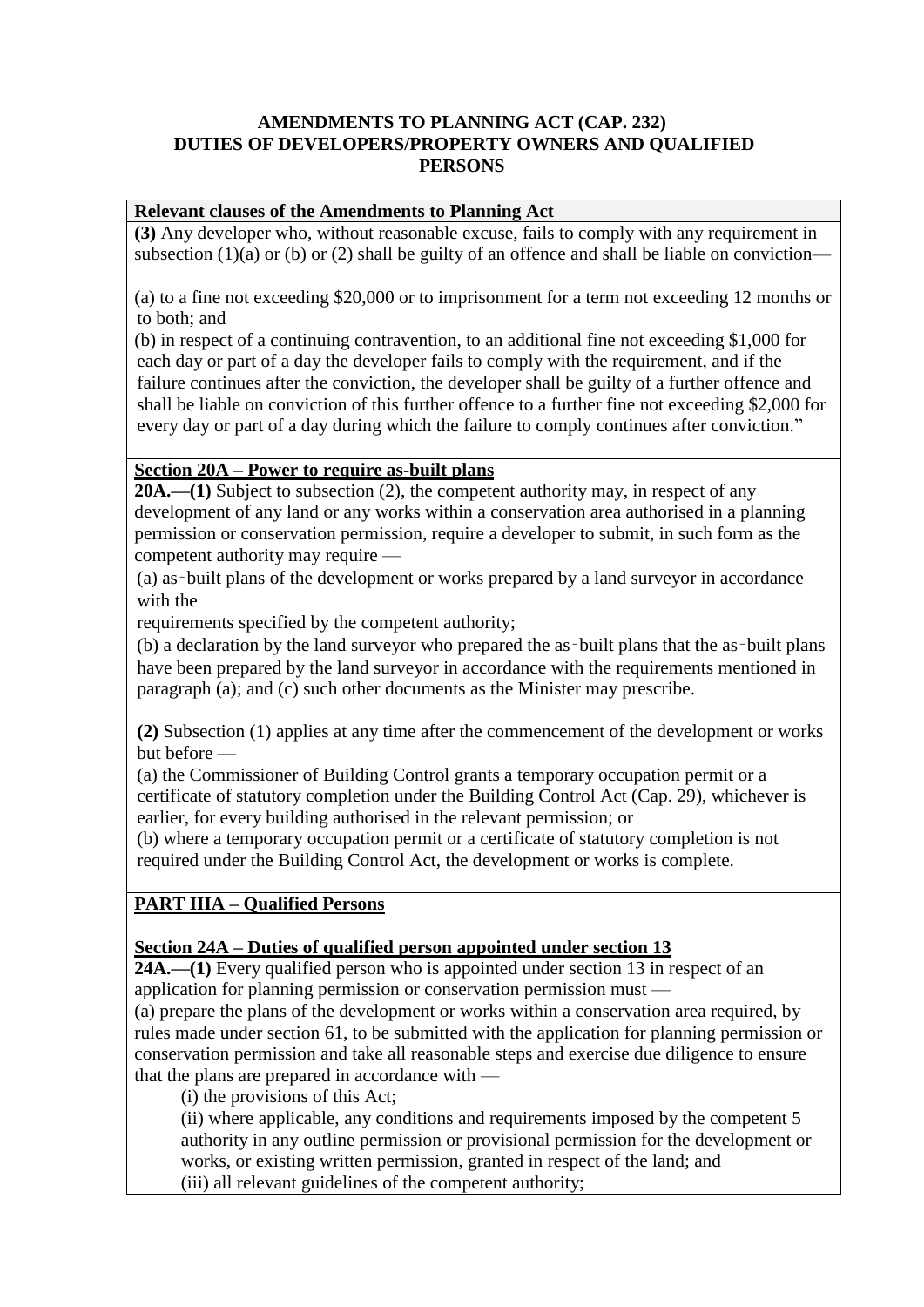# AMENDMENTS TO PLANNING ACT (CAP. 232) DUTIES OF DEVELOPERS/PROPERTY OWNERS AND QUALIFIED PERSONS

**Relevant clauses of the Amendments to Planning Act**

**(3)** Any developer who, without reasonable excuse, fails to comply with any requirement in subsection (1)(a) or (b) or (2) shall be guilty of an offence and shall be liable on conviction—

(a) to a fine not exceeding $20,000 or to imprisonment for a term not exceeding 12 months or to both; and

(b) in respect of a continuing contravention, to an additional fine not exceeding $1,000 for each day or part of a day the developer fails to comply with the requirement, and if the failure continues after the conviction, the developer shall be guilty of a further offence and shall be liable on conviction of this further offence to a further fine not exceeding $2,000 for every day or part of a day during which the failure to comply continues after conviction."

**Section 20A – Power to require as-built plans**

**20A.—(1)** Subject to subsection (2), the competent authority may, in respect of any development of any land or any works within a conservation area authorised in a planning permission or conservation permission, require a developer to submit, in such form as the competent authority may require —

(a) as‑built plans of the development or works prepared by a land surveyor in accordance with the
requirements specified by the competent authority;

(b) a declaration by the land surveyor who prepared the as‑built plans that the as‑built plans have been prepared by the land surveyor in accordance with the requirements mentioned in paragraph (a); and (c) such other documents as the Minister may prescribe.

**(2)** Subsection (1) applies at any time after the commencement of the development or works but before —

(a) the Commissioner of Building Control grants a temporary occupation permit or a certificate of statutory completion under the Building Control Act (Cap. 29), whichever is earlier, for every building authorised in the relevant permission; or

(b) where a temporary occupation permit or a certificate of statutory completion is not required under the Building Control Act, the development or works is complete.

**PART IIIA – Qualified Persons**

**Section 24A – Duties of qualified person appointed under section 13**

**24A.—(1)** Every qualified person who is appointed under section 13 in respect of an application for planning permission or conservation permission must —

(a) prepare the plans of the development or works within a conservation area required, by rules made under section 61, to be submitted with the application for planning permission or conservation permission and take all reasonable steps and exercise due diligence to ensure that the plans are prepared in accordance with —

- (i) the provisions of this Act;
- (ii) where applicable, any conditions and requirements imposed by the competent 5 authority in any outline permission or provisional permission for the development or works, or existing written permission, granted in respect of the land; and
- (iii) all relevant guidelines of the competent authority;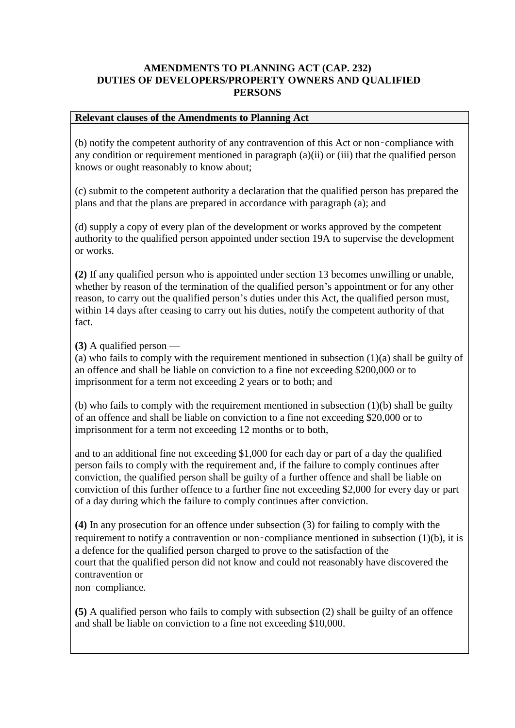**AMENDMENTS TO PLANNING ACT (CAP. 232)**
**DUTIES OF DEVELOPERS/PROPERTY OWNERS AND QUALIFIED PERSONS**

| **Relevant clauses of the Amendments to Planning Act** |
| --- |
| (b) notify the competent authority of any contravention of this Act or non‑compliance with any condition or requirement mentioned in paragraph (a)(ii) or (iii) that the qualified person knows or ought reasonably to know about;<br><br>(c) submit to the competent authority a declaration that the qualified person has prepared the plans and that the plans are prepared in accordance with paragraph (a); and<br><br>(d) supply a copy of every plan of the development or works approved by the competent authority to the qualified person appointed under section 19A to supervise the development or works.<br><br>**(2)** If any qualified person who is appointed under section 13 becomes unwilling or unable, whether by reason of the termination of the qualified person's appointment or for any other reason, to carry out the qualified person's duties under this Act, the qualified person must, within 14 days after ceasing to carry out his duties, notify the competent authority of that fact.<br><br>**(3)** A qualified person —<br>(a) who fails to comply with the requirement mentioned in subsection (1)(a) shall be guilty of an offence and shall be liable on conviction to a fine not exceeding \$200,000 or to imprisonment for a term not exceeding 2 years or to both; and<br><br>(b) who fails to comply with the requirement mentioned in subsection (1)(b) shall be guilty of an offence and shall be liable on conviction to a fine not exceeding \$20,000 or to imprisonment for a term not exceeding 12 months or to both,<br><br>and to an additional fine not exceeding \$1,000 for each day or part of a day the qualified person fails to comply with the requirement and, if the failure to comply continues after conviction, the qualified person shall be guilty of a further offence and shall be liable on conviction of this further offence to a further fine not exceeding \$2,000 for every day or part of a day during which the failure to comply continues after conviction.<br><br>**(4)** In any prosecution for an offence under subsection (3) for failing to comply with the requirement to notify a contravention or non‑compliance mentioned in subsection (1)(b), it is a defence for the qualified person charged to prove to the satisfaction of the court that the qualified person did not know and could not reasonably have discovered the contravention or non‑compliance.<br><br>**(5)** A qualified person who fails to comply with subsection (2) shall be guilty of an offence and shall be liable on conviction to a fine not exceeding \$10,000. |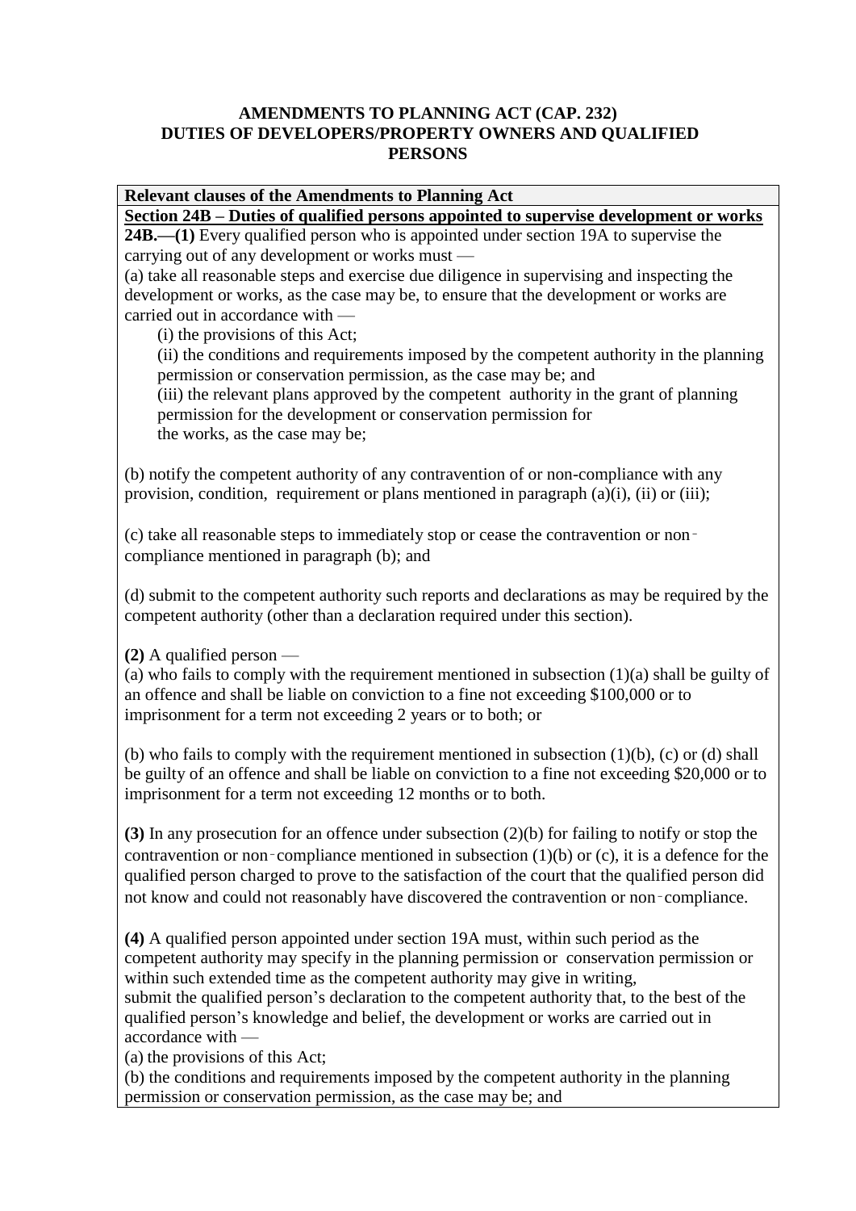**AMENDMENTS TO PLANNING ACT (CAP. 232)**
**DUTIES OF DEVELOPERS/PROPERTY OWNERS AND QUALIFIED PERSONS**

| Relevant clauses of the Amendments to Planning Act |
|---|
| <u>**Section 24B – Duties of qualified persons appointed to supervise development or works**</u><br>**24B.—(1)** Every qualified person who is appointed under section 19A to supervise the carrying out of any development or works must —<br>(a) take all reasonable steps and exercise due diligence in supervising and inspecting the development or works, as the case may be, to ensure that the development or works are carried out in accordance with —<br>(i) the provisions of this Act;<br>(ii) the conditions and requirements imposed by the competent authority in the planning permission or conservation permission, as the case may be; and<br>(iii) the relevant plans approved by the competent authority in the grant of planning permission for the development or conservation permission for the works, as the case may be;<br><br>(b) notify the competent authority of any contravention of or non-compliance with any provision, condition, requirement or plans mentioned in paragraph (a)(i), (ii) or (iii);<br><br>(c) take all reasonable steps to immediately stop or cease the contravention or non‑compliance mentioned in paragraph (b); and<br><br>(d) submit to the competent authority such reports and declarations as may be required by the competent authority (other than a declaration required under this section).<br><br>**(2)** A qualified person —<br>(a) who fails to comply with the requirement mentioned in subsection (1)(a) shall be guilty of an offence and shall be liable on conviction to a fine not exceeding $100,000 or to imprisonment for a term not exceeding 2 years or to both; or<br><br>(b) who fails to comply with the requirement mentioned in subsection (1)(b), (c) or (d) shall be guilty of an offence and shall be liable on conviction to a fine not exceeding $20,000 or to imprisonment for a term not exceeding 12 months or to both.<br><br>**(3)** In any prosecution for an offence under subsection (2)(b) for failing to notify or stop the contravention or non‑compliance mentioned in subsection (1)(b) or (c), it is a defence for the qualified person charged to prove to the satisfaction of the court that the qualified person did not know and could not reasonably have discovered the contravention or non‑compliance.<br><br>**(4)** A qualified person appointed under section 19A must, within such period as the competent authority may specify in the planning permission or conservation permission or within such extended time as the competent authority may give in writing, submit the qualified person's declaration to the competent authority that, to the best of the qualified person's knowledge and belief, the development or works are carried out in accordance with —<br>(a) the provisions of this Act;<br>(b) the conditions and requirements imposed by the competent authority in the planning permission or conservation permission, as the case may be; and |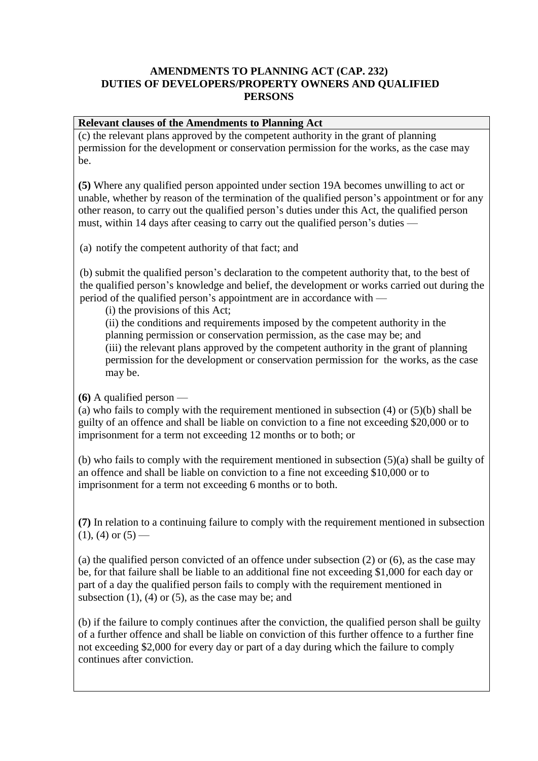**AMENDMENTS TO PLANNING ACT (CAP. 232)**
**DUTIES OF DEVELOPERS/PROPERTY OWNERS AND QUALIFIED PERSONS**

**Relevant clauses of the Amendments to Planning Act**

(c) the relevant plans approved by the competent authority in the grant of planning permission for the development or conservation permission for the works, as the case may be.

**(5)** Where any qualified person appointed under section 19A becomes unwilling to act or unable, whether by reason of the termination of the qualified person's appointment or for any other reason, to carry out the qualified person's duties under this Act, the qualified person must, within 14 days after ceasing to carry out the qualified person's duties —

(a) notify the competent authority of that fact; and

(b) submit the qualified person's declaration to the competent authority that, to the best of the qualified person's knowledge and belief, the development or works carried out during the period of the qualified person's appointment are in accordance with —

(i) the provisions of this Act;
(ii) the conditions and requirements imposed by the competent authority in the planning permission or conservation permission, as the case may be; and
(iii) the relevant plans approved by the competent authority in the grant of planning permission for the development or conservation permission for the works, as the case may be.

**(6)** A qualified person —
(a) who fails to comply with the requirement mentioned in subsection (4) or (5)(b) shall be guilty of an offence and shall be liable on conviction to a fine not exceeding $20,000 or to imprisonment for a term not exceeding 12 months or to both; or

(b) who fails to comply with the requirement mentioned in subsection (5)(a) shall be guilty of an offence and shall be liable on conviction to a fine not exceeding $10,000 or to imprisonment for a term not exceeding 6 months or to both.

**(7)** In relation to a continuing failure to comply with the requirement mentioned in subsection (1), (4) or (5) —

(a) the qualified person convicted of an offence under subsection (2) or (6), as the case may be, for that failure shall be liable to an additional fine not exceeding $1,000 for each day or part of a day the qualified person fails to comply with the requirement mentioned in subsection (1), (4) or (5), as the case may be; and

(b) if the failure to comply continues after the conviction, the qualified person shall be guilty of a further offence and shall be liable on conviction of this further offence to a further fine not exceeding $2,000 for every day or part of a day during which the failure to comply continues after conviction.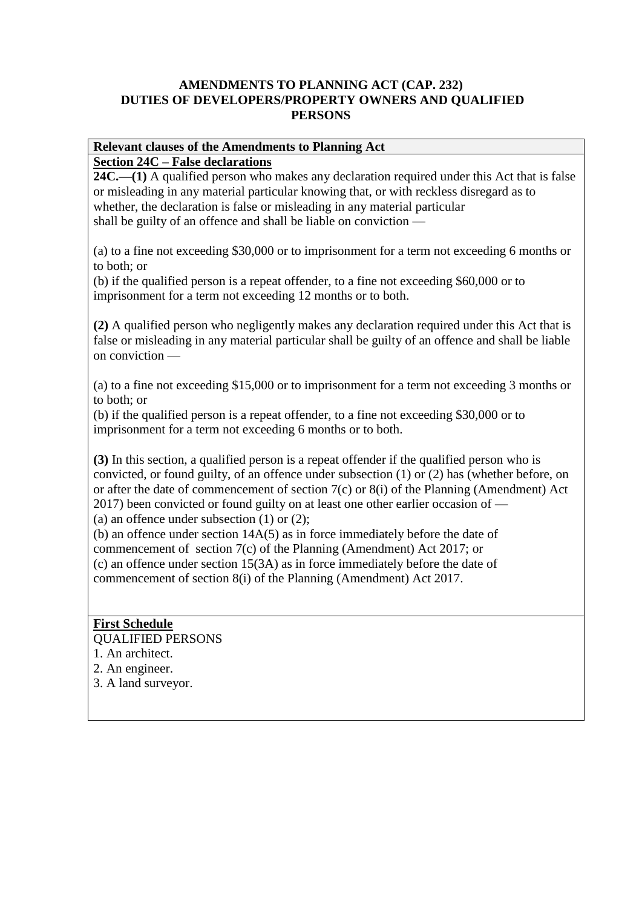**AMENDMENTS TO PLANNING ACT (CAP. 232)**
**DUTIES OF DEVELOPERS/PROPERTY OWNERS AND QUALIFIED PERSONS**

**Relevant clauses of the Amendments to Planning Act**

**Section 24C – False declarations**

**24C.—(1)** A qualified person who makes any declaration required under this Act that is false or misleading in any material particular knowing that, or with reckless disregard as to whether, the declaration is false or misleading in any material particular shall be guilty of an offence and shall be liable on conviction —

(a) to a fine not exceeding $30,000 or to imprisonment for a term not exceeding 6 months or to both; or
(b) if the qualified person is a repeat offender, to a fine not exceeding $60,000 or to imprisonment for a term not exceeding 12 months or to both.

**(2)** A qualified person who negligently makes any declaration required under this Act that is false or misleading in any material particular shall be guilty of an offence and shall be liable on conviction —

(a) to a fine not exceeding $15,000 or to imprisonment for a term not exceeding 3 months or to both; or
(b) if the qualified person is a repeat offender, to a fine not exceeding $30,000 or to imprisonment for a term not exceeding 6 months or to both.

**(3)** In this section, a qualified person is a repeat offender if the qualified person who is convicted, or found guilty, of an offence under subsection (1) or (2) has (whether before, on or after the date of commencement of section 7(c) or 8(i) of the Planning (Amendment) Act 2017) been convicted or found guilty on at least one other earlier occasion of —
(a) an offence under subsection (1) or (2);
(b) an offence under section 14A(5) as in force immediately before the date of commencement of section 7(c) of the Planning (Amendment) Act 2017; or
(c) an offence under section 15(3A) as in force immediately before the date of commencement of section 8(i) of the Planning (Amendment) Act 2017.

**First Schedule**

QUALIFIED PERSONS

1. An architect.
2. An engineer.
3. A land surveyor.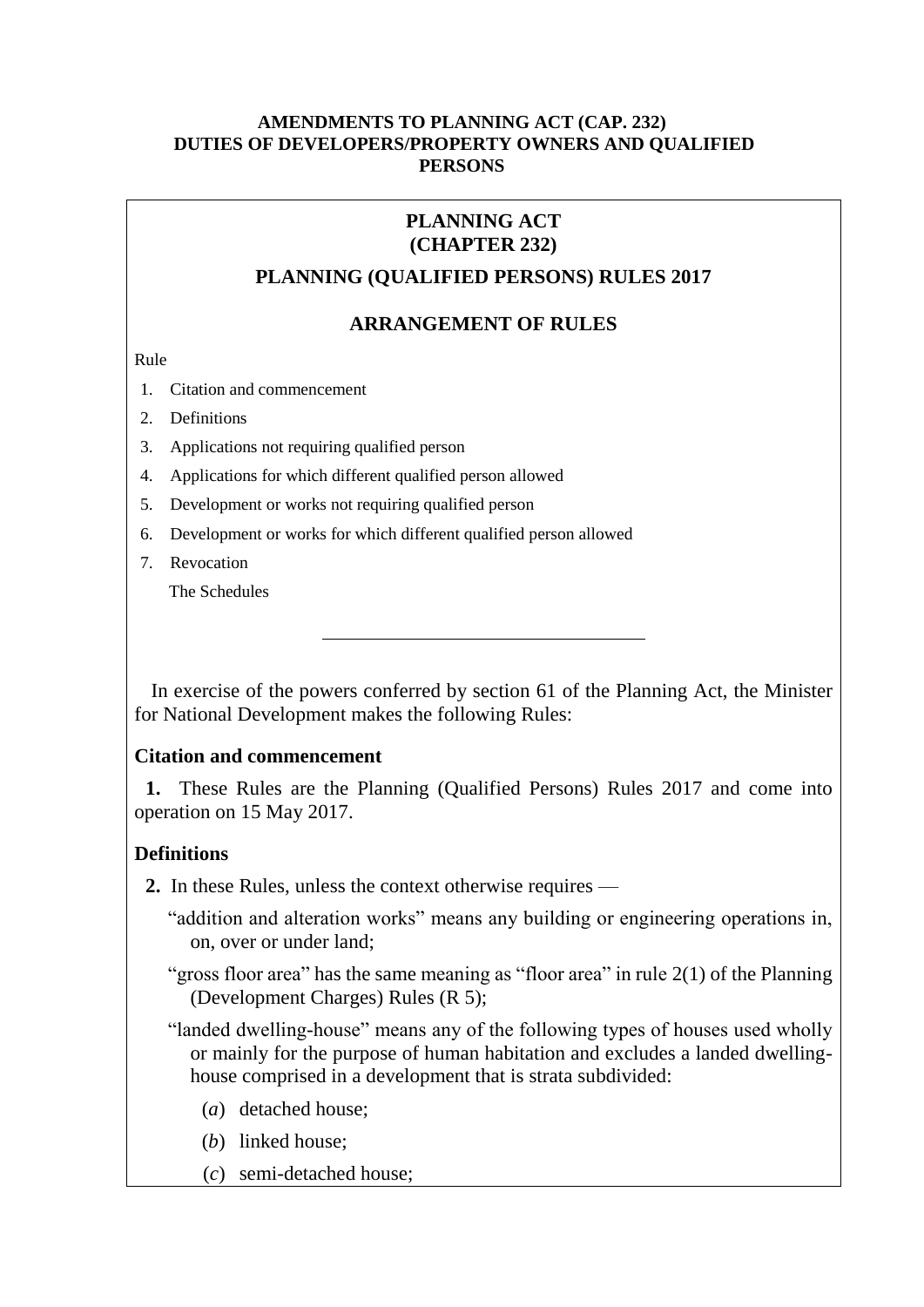**AMENDMENTS TO PLANNING ACT (CAP. 232)**
**DUTIES OF DEVELOPERS/PROPERTY OWNERS AND QUALIFIED PERSONS**

# PLANNING ACT (CHAPTER 232)

## PLANNING (QUALIFIED PERSONS) RULES 2017

### ARRANGEMENT OF RULES

Rule

1. Citation and commencement
2. Definitions
3. Applications not requiring qualified person
4. Applications for which different qualified person allowed
5. Development or works not requiring qualified person
6. Development or works for which different qualified person allowed
7. Revocation

The Schedules

---

In exercise of the powers conferred by section 61 of the Planning Act, the Minister for National Development makes the following Rules:

**Citation and commencement**

**1.** These Rules are the Planning (Qualified Persons) Rules 2017 and come into operation on 15 May 2017.

**Definitions**

**2.** In these Rules, unless the context otherwise requires —

"addition and alteration works" means any building or engineering operations in, on, over or under land;

"gross floor area" has the same meaning as "floor area" in rule 2(1) of the Planning (Development Charges) Rules (R 5);

"landed dwelling-house" means any of the following types of houses used wholly or mainly for the purpose of human habitation and excludes a landed dwelling-house comprised in a development that is strata subdivided:

(*a*) detached house;

(*b*) linked house;

(*c*) semi-detached house;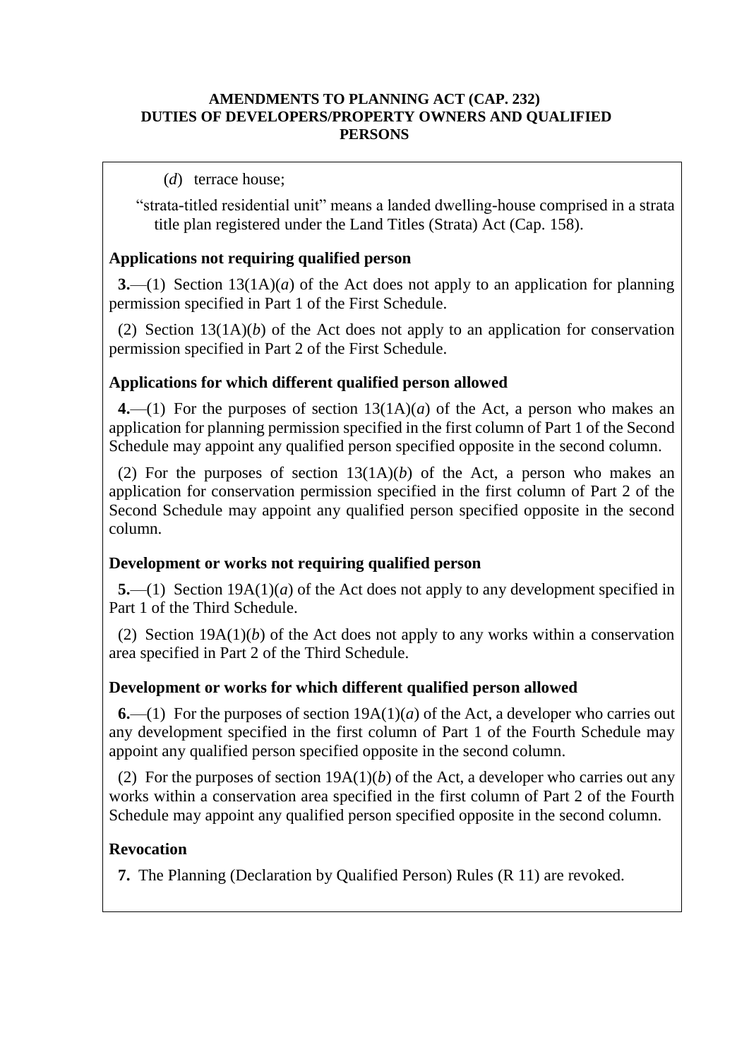**AMENDMENTS TO PLANNING ACT (CAP. 232)**
**DUTIES OF DEVELOPERS/PROPERTY OWNERS AND QUALIFIED PERSONS**

(*d*) terrace house;

"strata-titled residential unit" means a landed dwelling-house comprised in a strata title plan registered under the Land Titles (Strata) Act (Cap. 158).

**Applications not requiring qualified person**

**3.**—(1) Section 13(1A)(*a*) of the Act does not apply to an application for planning permission specified in Part 1 of the First Schedule.

(2) Section 13(1A)(*b*) of the Act does not apply to an application for conservation permission specified in Part 2 of the First Schedule.

**Applications for which different qualified person allowed**

**4.**—(1) For the purposes of section 13(1A)(*a*) of the Act, a person who makes an application for planning permission specified in the first column of Part 1 of the Second Schedule may appoint any qualified person specified opposite in the second column.

(2) For the purposes of section 13(1A)(*b*) of the Act, a person who makes an application for conservation permission specified in the first column of Part 2 of the Second Schedule may appoint any qualified person specified opposite in the second column.

**Development or works not requiring qualified person**

**5.**—(1) Section 19A(1)(*a*) of the Act does not apply to any development specified in Part 1 of the Third Schedule.

(2) Section 19A(1)(*b*) of the Act does not apply to any works within a conservation area specified in Part 2 of the Third Schedule.

**Development or works for which different qualified person allowed**

**6.**—(1) For the purposes of section 19A(1)(*a*) of the Act, a developer who carries out any development specified in the first column of Part 1 of the Fourth Schedule may appoint any qualified person specified opposite in the second column.

(2) For the purposes of section 19A(1)(*b*) of the Act, a developer who carries out any works within a conservation area specified in the first column of Part 2 of the Fourth Schedule may appoint any qualified person specified opposite in the second column.

**Revocation**

**7.** The Planning (Declaration by Qualified Person) Rules (R 11) are revoked.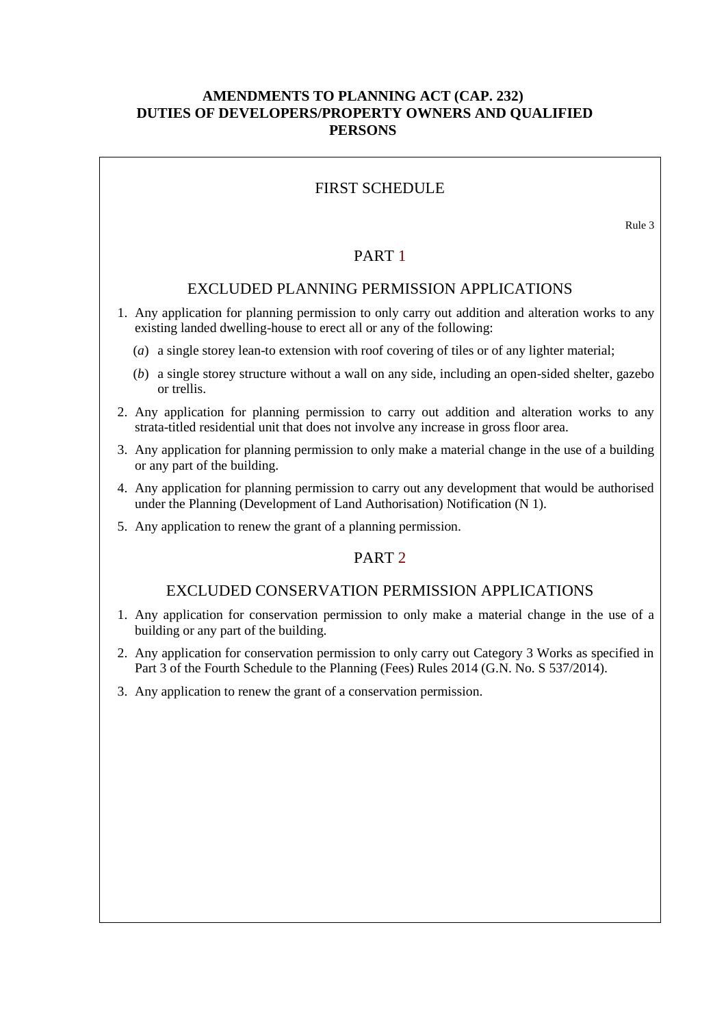**AMENDMENTS TO PLANNING ACT (CAP. 232)**
**DUTIES OF DEVELOPERS/PROPERTY OWNERS AND QUALIFIED PERSONS**

## FIRST SCHEDULE

Rule 3

### PART 1

### EXCLUDED PLANNING PERMISSION APPLICATIONS

1. Any application for planning permission to only carry out addition and alteration works to any existing landed dwelling-house to erect all or any of the following:

   (*a*) a single storey lean-to extension with roof covering of tiles or of any lighter material;

   (*b*) a single storey structure without a wall on any side, including an open-sided shelter, gazebo or trellis.

2. Any application for planning permission to carry out addition and alteration works to any strata-titled residential unit that does not involve any increase in gross floor area.

3. Any application for planning permission to only make a material change in the use of a building or any part of the building.

4. Any application for planning permission to carry out any development that would be authorised under the Planning (Development of Land Authorisation) Notification (N 1).

5. Any application to renew the grant of a planning permission.

### PART 2

### EXCLUDED CONSERVATION PERMISSION APPLICATIONS

1. Any application for conservation permission to only make a material change in the use of a building or any part of the building.

2. Any application for conservation permission to only carry out Category 3 Works as specified in Part 3 of the Fourth Schedule to the Planning (Fees) Rules 2014 (G.N. No. S 537/2014).

3. Any application to renew the grant of a conservation permission.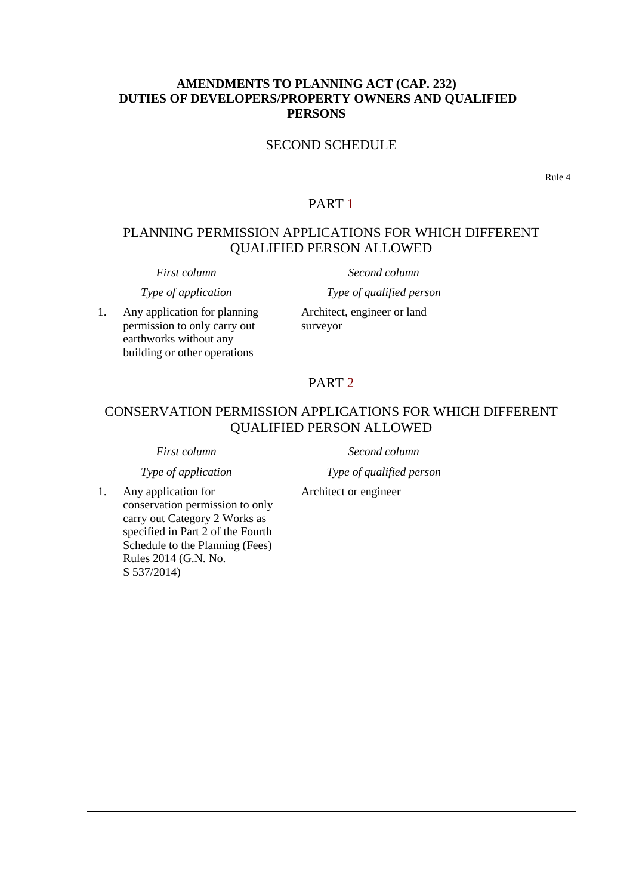**AMENDMENTS TO PLANNING ACT (CAP. 232)**
**DUTIES OF DEVELOPERS/PROPERTY OWNERS AND QUALIFIED PERSONS**

## SECOND SCHEDULE

Rule 4

### PART 1

### PLANNING PERMISSION APPLICATIONS FOR WHICH DIFFERENT QUALIFIED PERSON ALLOWED

| | *First column* | *Second column* |
|---|---|---|
| | *Type of application* | *Type of qualified person* |
| 1. | Any application for planning permission to only carry out earthworks without any building or other operations | Architect, engineer or land surveyor |

### PART 2

### CONSERVATION PERMISSION APPLICATIONS FOR WHICH DIFFERENT QUALIFIED PERSON ALLOWED

| | *First column* | *Second column* |
|---|---|---|
| | *Type of application* | *Type of qualified person* |
| 1. | Any application for conservation permission to only carry out Category 2 Works as specified in Part 2 of the Fourth Schedule to the Planning (Fees) Rules 2014 (G.N. No. S 537/2014) | Architect or engineer |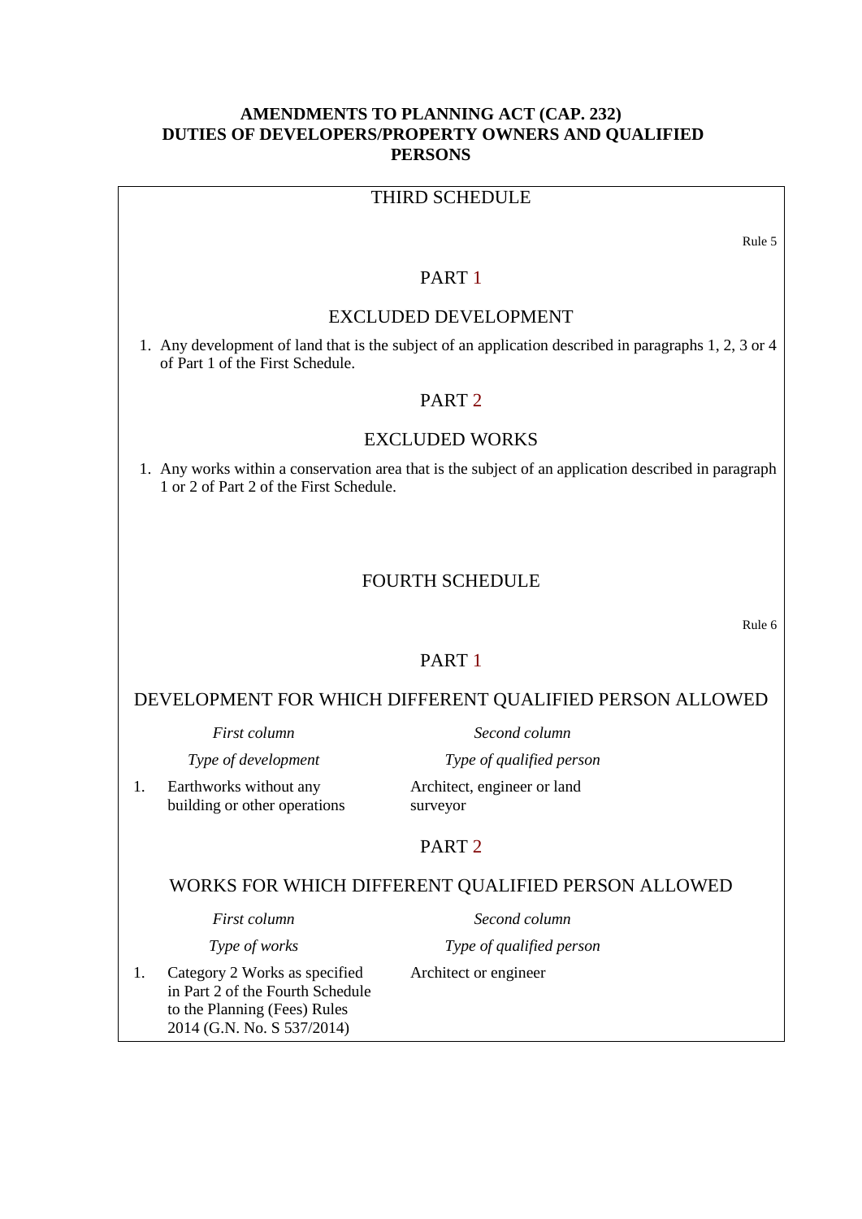**AMENDMENTS TO PLANNING ACT (CAP. 232)**
**DUTIES OF DEVELOPERS/PROPERTY OWNERS AND QUALIFIED PERSONS**

## THIRD SCHEDULE

Rule 5

### PART 1

### EXCLUDED DEVELOPMENT

1. Any development of land that is the subject of an application described in paragraphs 1, 2, 3 or 4 of Part 1 of the First Schedule.

### PART 2

### EXCLUDED WORKS

1. Any works within a conservation area that is the subject of an application described in paragraph 1 or 2 of Part 2 of the First Schedule.

## FOURTH SCHEDULE

Rule 6

### PART 1

### DEVELOPMENT FOR WHICH DIFFERENT QUALIFIED PERSON ALLOWED

| | *First column* | *Second column* |
|---|---|---|
| | *Type of development* | *Type of qualified person* |
| 1. | Earthworks without any building or other operations | Architect, engineer or land surveyor |

### PART 2

### WORKS FOR WHICH DIFFERENT QUALIFIED PERSON ALLOWED

| | *First column* | *Second column* |
|---|---|---|
| | *Type of works* | *Type of qualified person* |
| 1. | Category 2 Works as specified in Part 2 of the Fourth Schedule to the Planning (Fees) Rules 2014 (G.N. No. S 537/2014) | Architect or engineer |